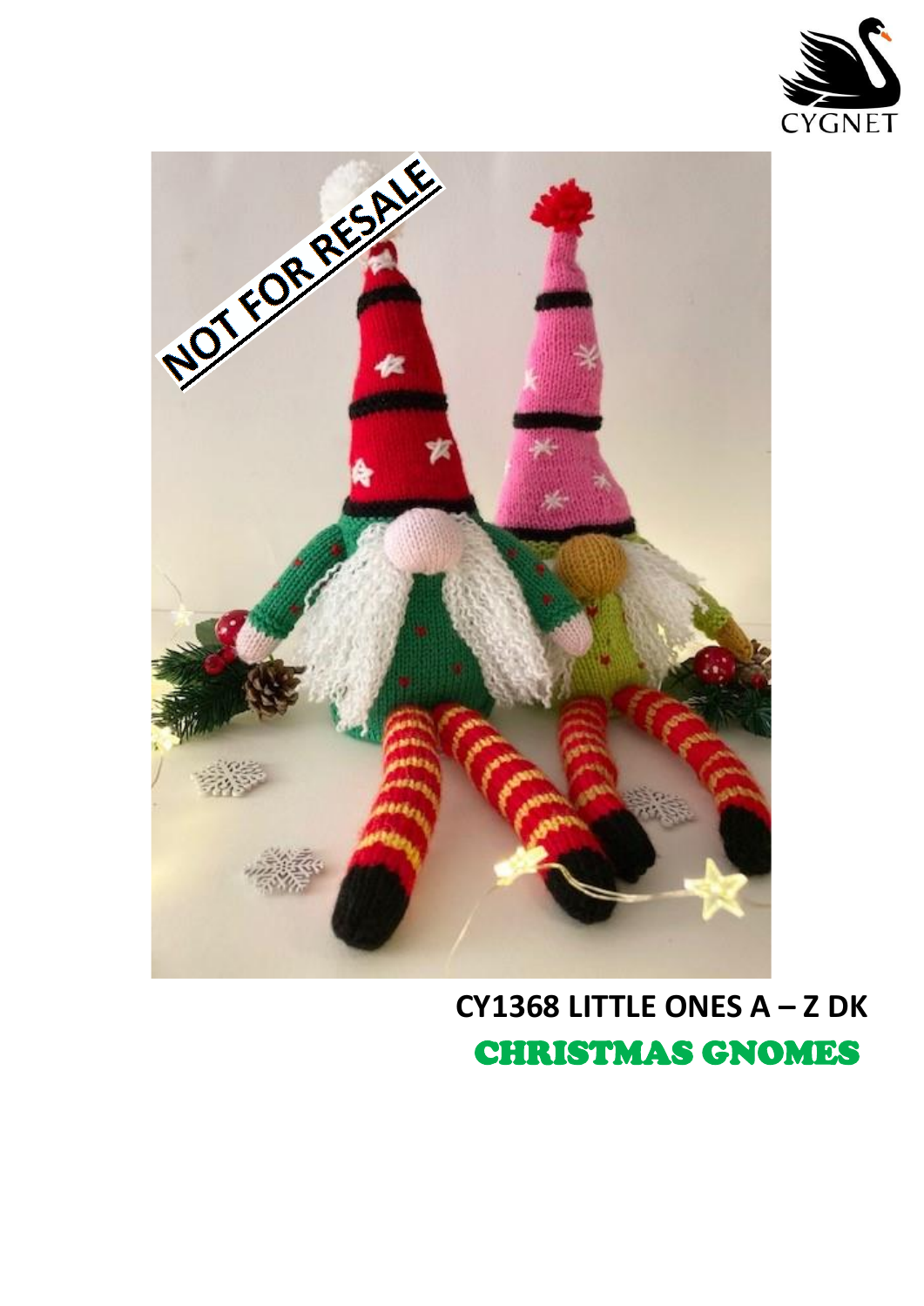CYGNET

NOT FOR RESALE

**CY1368 LITTLE ONES A – Z DK**

# CHRISTMAS GNOMES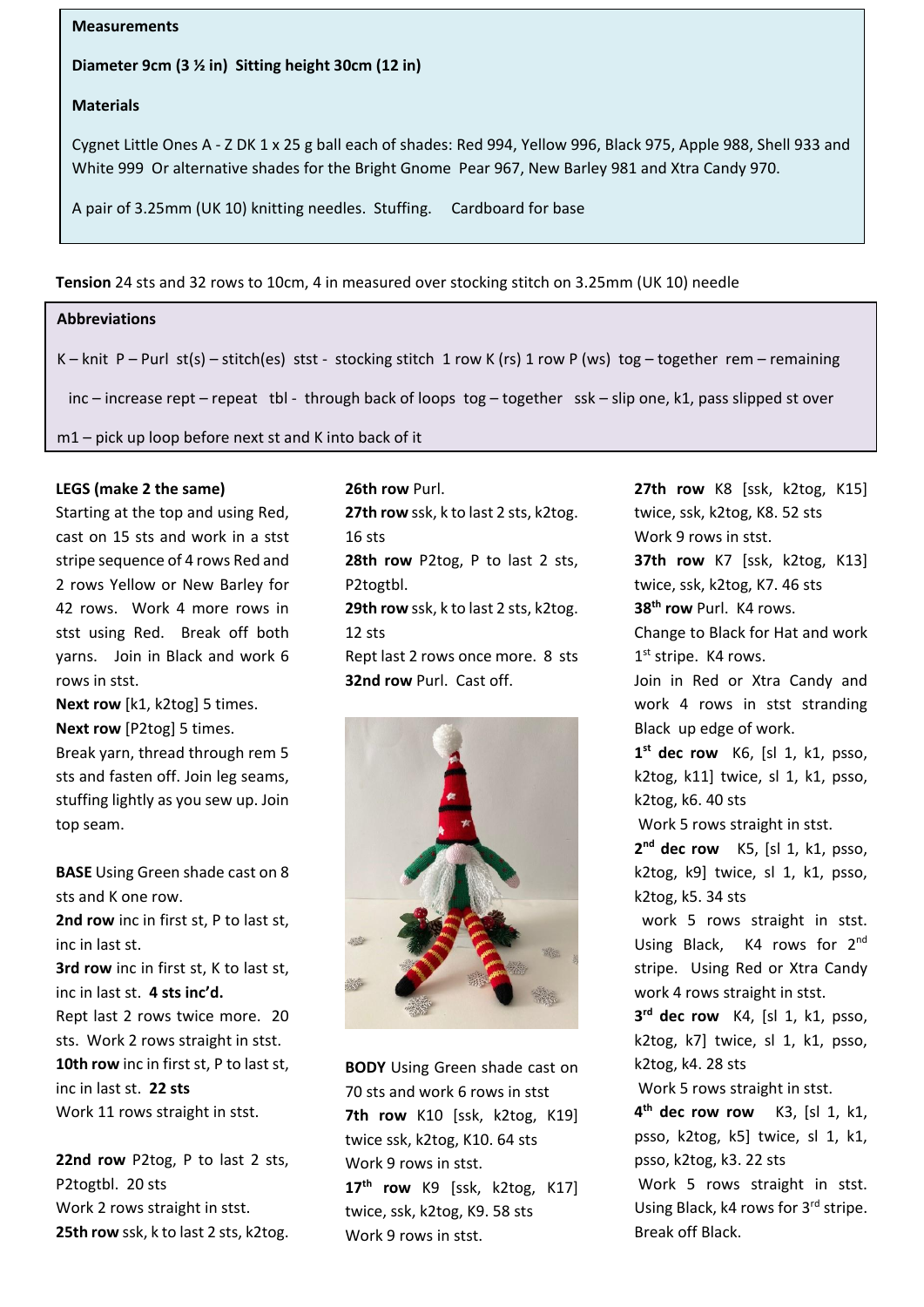**Measurements**

**Diameter 9cm (3 ½ in) Sitting height 30cm (12 in)**

**Materials**

Cygnet Little Ones A - Z DK 1 x 25 g ball each of shades: Red 994, Yellow 996, Black 975, Apple 988, Shell 933 and White 999 Or alternative shades for the Bright Gnome Pear 967, New Barley 981 and Xtra Candy 970.

A pair of 3.25mm (UK 10) knitting needles. Stuffing. Cardboard for base

**Tension** 24 sts and 32 rows to 10cm, 4 in measured over stocking stitch on 3.25mm (UK 10) needle

**Abbreviations**

K – knit P – Purl st(s) – stitch(es) stst - stocking stitch 1 row K (rs) 1 row P (ws) tog – together rem – remaining

inc – increase rept – repeat tbl - through back of loops tog – together ssk – slip one, k1, pass slipped st over

m1 – pick up loop before next st and K into back of it

**LEGS (make 2 the same)**
Starting at the top and using Red, cast on 15 sts and work in a stst stripe sequence of 4 rows Red and 2 rows Yellow or New Barley for 42 rows. Work 4 more rows in stst using Red. Break off both yarns. Join in Black and work 6 rows in stst.
**Next row** [k1, k2tog] 5 times.
**Next row** [P2tog] 5 times.
Break yarn, thread through rem 5 sts and fasten off. Join leg seams, stuffing lightly as you sew up. Join top seam.

**BASE** Using Green shade cast on 8 sts and K one row.
**2nd row** inc in first st, P to last st, inc in last st.
**3rd row** inc in first st, K to last st, inc in last st. **4 sts inc'd.**
Rept last 2 rows twice more. 20 sts. Work 2 rows straight in stst.
**10th row** inc in first st, P to last st, inc in last st. **22 sts**
Work 11 rows straight in stst.

**22nd row** P2tog, P to last 2 sts, P2togtbl. 20 sts
Work 2 rows straight in stst.
**25th row** ssk, k to last 2 sts, k2tog.
**26th row** Purl.
**27th row** ssk, k to last 2 sts, k2tog. 16 sts
**28th row** P2tog, P to last 2 sts, P2togtbl.
**29th row** ssk, k to last 2 sts, k2tog. 12 sts
Rept last 2 rows once more. 8 sts
**32nd row** Purl. Cast off.

**BODY** Using Green shade cast on 70 sts and work 6 rows in stst
**7th row** K10 [ssk, k2tog, K19] twice ssk, k2tog, K10. 64 sts
Work 9 rows in stst.
**17th row** K9 [ssk, k2tog, K17] twice, ssk, k2tog, K9. 58 sts
Work 9 rows in stst.
**27th row** K8 [ssk, k2tog, K15] twice, ssk, k2tog, K8. 52 sts
Work 9 rows in stst.
**37th row** K7 [ssk, k2tog, K13] twice, ssk, k2tog, K7. 46 sts
**38th row** Purl. K4 rows.
Change to Black for Hat and work 1st stripe. K4 rows.
Join in Red or Xtra Candy and work 4 rows in stst stranding Black up edge of work.
**1st dec row** K6, [sl 1, k1, psso, k2tog, k11] twice, sl 1, k1, psso, k2tog, k6. 40 sts
Work 5 rows straight in stst.
**2nd dec row** K5, [sl 1, k1, psso, k2tog, k9] twice, sl 1, k1, psso, k2tog, k5. 34 sts
work 5 rows straight in stst. Using Black, K4 rows for 2nd stripe. Using Red or Xtra Candy work 4 rows straight in stst.
**3rd dec row** K4, [sl 1, k1, psso, k2tog, k7] twice, sl 1, k1, psso, k2tog, k4. 28 sts
Work 5 rows straight in stst.
**4th dec row row** K3, [sl 1, k1, psso, k2tog, k5] twice, sl 1, k1, psso, k2tog, k3. 22 sts
Work 5 rows straight in stst. Using Black, k4 rows for 3rd stripe. Break off Black.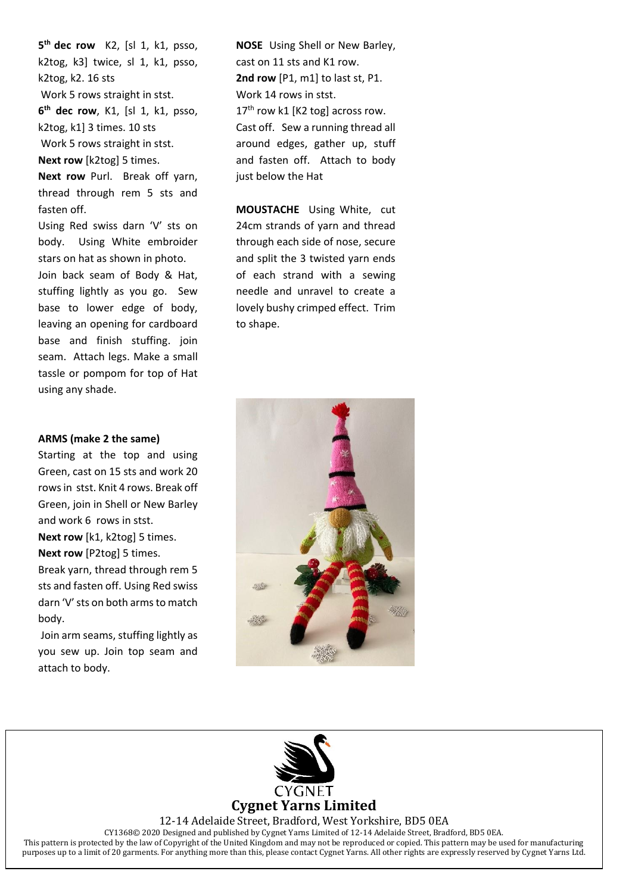**5th dec row** K2, [sl 1, k1, psso, k2tog, k3] twice, sl 1, k1, psso, k2tog, k2. 16 sts

Work 5 rows straight in stst.

**6th dec row**, K1, [sl 1, k1, psso, k2tog, k1] 3 times. 10 sts

Work 5 rows straight in stst.

**Next row** [k2tog] 5 times.

**Next row** Purl. Break off yarn, thread through rem 5 sts and fasten off.

Using Red swiss darn 'V' sts on body. Using White embroider stars on hat as shown in photo.

Join back seam of Body & Hat, stuffing lightly as you go. Sew base to lower edge of body, leaving an opening for cardboard base and finish stuffing. join seam. Attach legs. Make a small tassle or pompom for top of Hat using any shade.

**ARMS (make 2 the same)**

Starting at the top and using Green, cast on 15 sts and work 20 rows in stst. Knit 4 rows. Break off Green, join in Shell or New Barley and work 6 rows in stst.

**Next row** [k1, k2tog] 5 times.

**Next row** [P2tog] 5 times.

Break yarn, thread through rem 5 sts and fasten off. Using Red swiss darn 'V' sts on both arms to match body.

Join arm seams, stuffing lightly as you sew up. Join top seam and attach to body.

**NOSE** Using Shell or New Barley, cast on 11 sts and K1 row.

**2nd row** [P1, m1] to last st, P1.

Work 14 rows in stst.

17th row k1 [K2 tog] across row.

Cast off. Sew a running thread all around edges, gather up, stuff and fasten off. Attach to body just below the Hat

**MOUSTACHE** Using White, cut 24cm strands of yarn and thread through each side of nose, secure and split the 3 twisted yarn ends of each strand with a sewing needle and unravel to create a lovely bushy crimped effect. Trim to shape.

CYGNET

**Cygnet Yarns Limited**

12-14 Adelaide Street, Bradford, West Yorkshire, BD5 0EA

CY1368© 2020 Designed and published by Cygnet Yarns Limited of 12-14 Adelaide Street, Bradford, BD5 0EA.
This pattern is protected by the law of Copyright of the United Kingdom and may not be reproduced or copied. This pattern may be used for manufacturing purposes up to a limit of 20 garments. For anything more than this, please contact Cygnet Yarns. All other rights are expressly reserved by Cygnet Yarns Ltd.